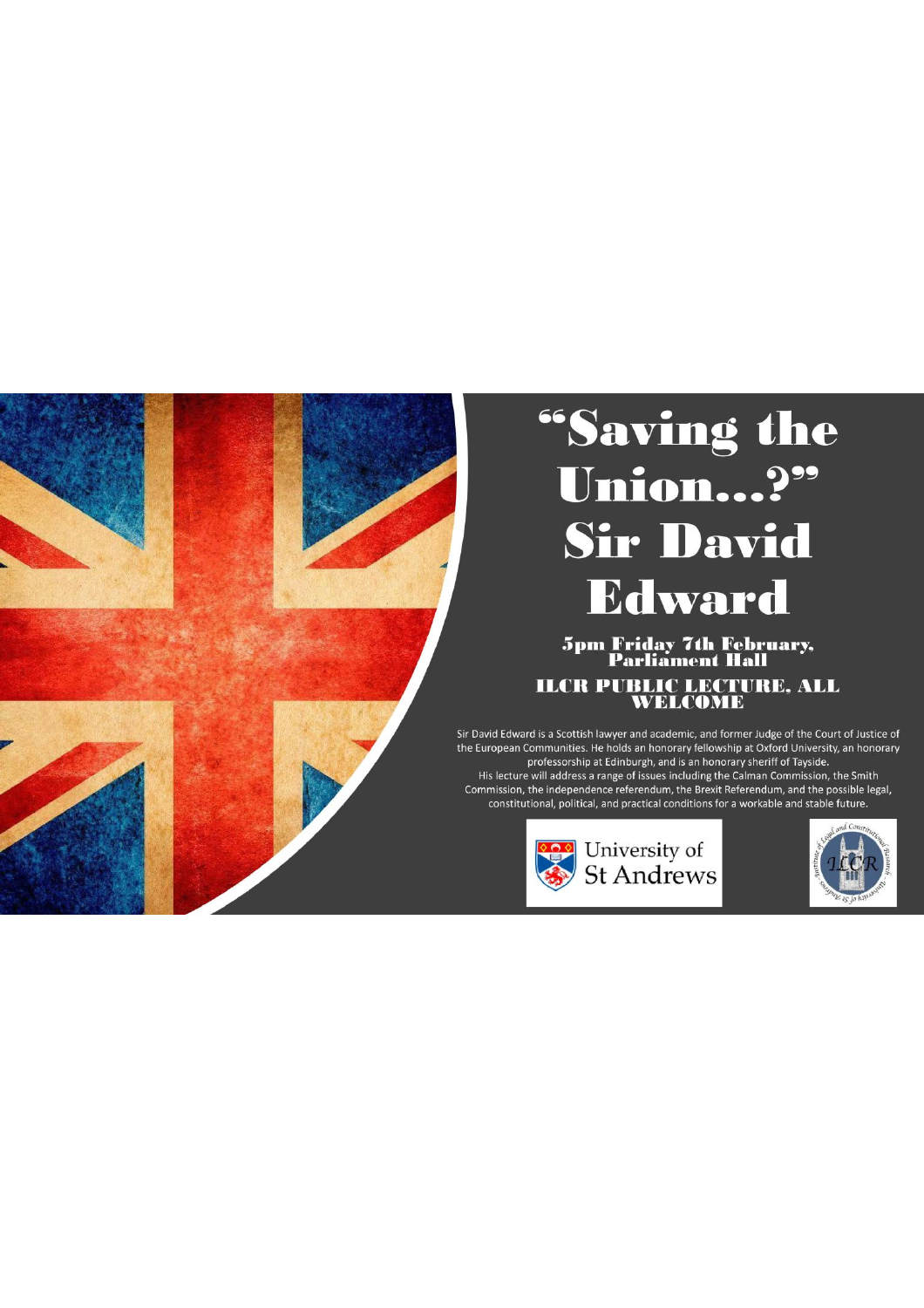# "Saving the Union...?" Sir David Edward

**5pm Friday 7th February, Parliament Hall**

**ILCR PUBLIC LECTURE, ALL WELCOME**

Sir David Edward is a Scottish lawyer and academic, and former Judge of the Court of Justice of the European Communities. He holds an honorary fellowship at Oxford University, an honorary professorship at Edinburgh, and is an honorary sheriff of Tayside.

His lecture will address a range of issues including the Calman Commission, the Smith Commission, the independence referendum, the Brexit Referendum, and the possible legal, constitutional, political, and practical conditions for a workable and stable future.

University of St Andrews

Institute of Legal and Constitutional Research · University of St Andrews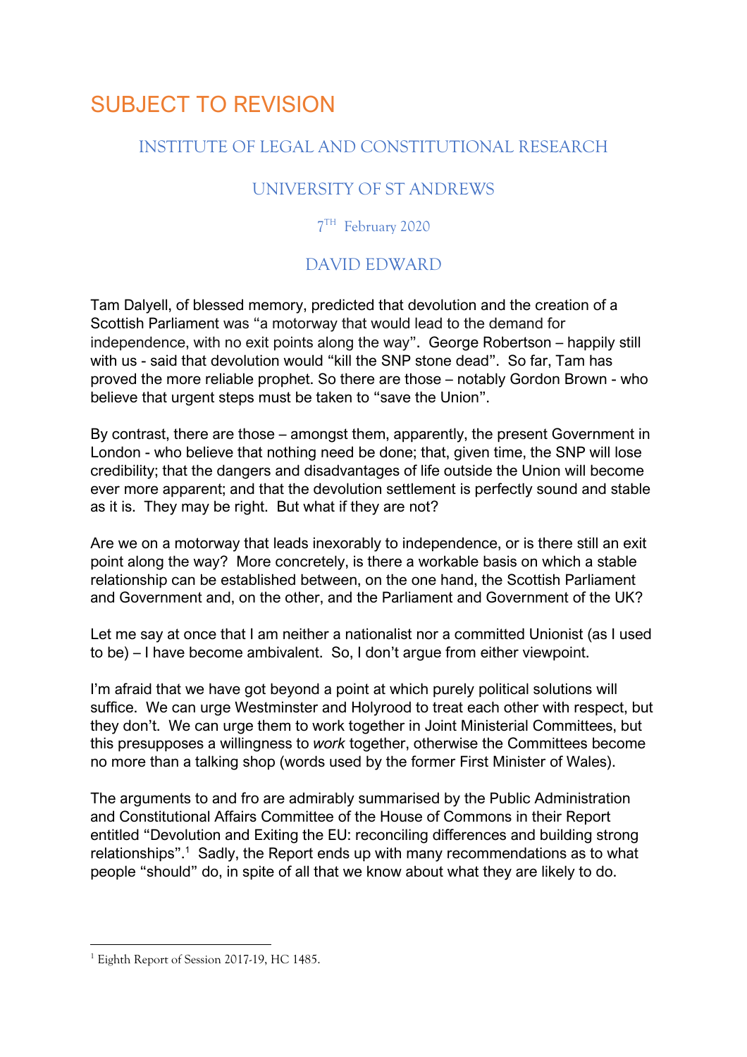# SUBJECT TO REVISION

## INSTITUTE OF LEGAL AND CONSTITUTIONAL RESEARCH

## UNIVERSITY OF ST ANDREWS

7TH February 2020

## DAVID EDWARD

Tam Dalyell, of blessed memory, predicted that devolution and the creation of a Scottish Parliament was "a motorway that would lead to the demand for independence, with no exit points along the way". George Robertson – happily still with us - said that devolution would "kill the SNP stone dead". So far, Tam has proved the more reliable prophet. So there are those – notably Gordon Brown - who believe that urgent steps must be taken to "save the Union".

By contrast, there are those – amongst them, apparently, the present Government in London - who believe that nothing need be done; that, given time, the SNP will lose credibility; that the dangers and disadvantages of life outside the Union will become ever more apparent; and that the devolution settlement is perfectly sound and stable as it is. They may be right. But what if they are not?

Are we on a motorway that leads inexorably to independence, or is there still an exit point along the way? More concretely, is there a workable basis on which a stable relationship can be established between, on the one hand, the Scottish Parliament and Government and, on the other, and the Parliament and Government of the UK?

Let me say at once that I am neither a nationalist nor a committed Unionist (as I used to be) – I have become ambivalent. So, I don't argue from either viewpoint.

I'm afraid that we have got beyond a point at which purely political solutions will suffice. We can urge Westminster and Holyrood to treat each other with respect, but they don't. We can urge them to work together in Joint Ministerial Committees, but this presupposes a willingness to *work* together, otherwise the Committees become no more than a talking shop (words used by the former First Minister of Wales).

The arguments to and fro are admirably summarised by the Public Administration and Constitutional Affairs Committee of the House of Commons in their Report entitled "Devolution and Exiting the EU: reconciling differences and building strong relationships".[1] Sadly, the Report ends up with many recommendations as to what people "should" do, in spite of all that we know about what they are likely to do.

---

[1] Eighth Report of Session 2017-19, HC 1485.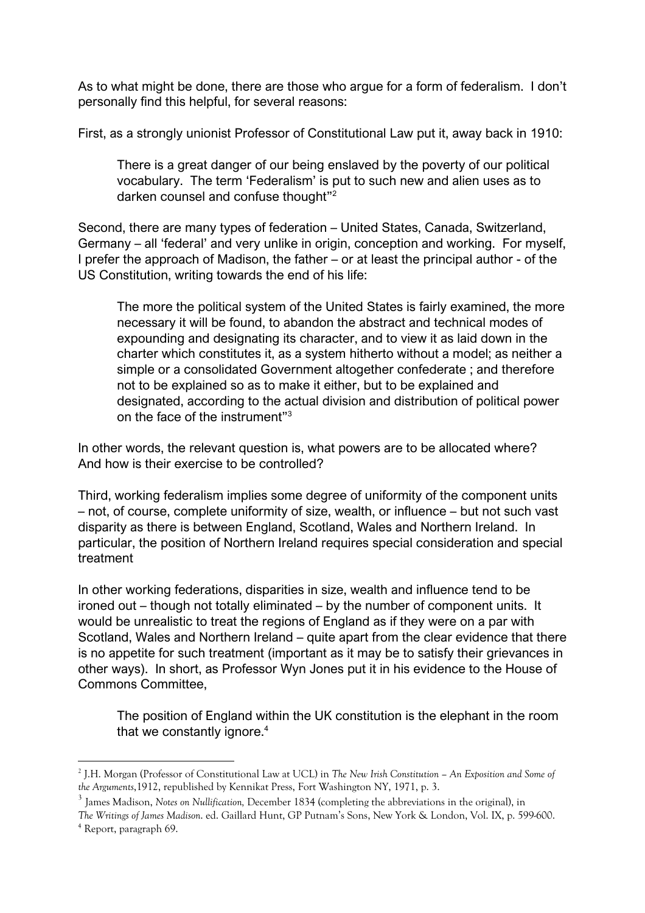As to what might be done, there are those who argue for a form of federalism. I don't personally find this helpful, for several reasons:

First, as a strongly unionist Professor of Constitutional Law put it, away back in 1910:

> There is a great danger of our being enslaved by the poverty of our political vocabulary. The term 'Federalism' is put to such new and alien uses as to darken counsel and confuse thought"[2]

Second, there are many types of federation – United States, Canada, Switzerland, Germany – all 'federal' and very unlike in origin, conception and working. For myself, I prefer the approach of Madison, the father – or at least the principal author - of the US Constitution, writing towards the end of his life:

> The more the political system of the United States is fairly examined, the more necessary it will be found, to abandon the abstract and technical modes of expounding and designating its character, and to view it as laid down in the charter which constitutes it, as a system hitherto without a model; as neither a simple or a consolidated Government altogether confederate ; and therefore not to be explained so as to make it either, but to be explained and designated, according to the actual division and distribution of political power on the face of the instrument"[3]

In other words, the relevant question is, what powers are to be allocated where? And how is their exercise to be controlled?

Third, working federalism implies some degree of uniformity of the component units – not, of course, complete uniformity of size, wealth, or influence – but not such vast disparity as there is between England, Scotland, Wales and Northern Ireland. In particular, the position of Northern Ireland requires special consideration and special treatment

In other working federations, disparities in size, wealth and influence tend to be ironed out – though not totally eliminated – by the number of component units. It would be unrealistic to treat the regions of England as if they were on a par with Scotland, Wales and Northern Ireland – quite apart from the clear evidence that there is no appetite for such treatment (important as it may be to satisfy their grievances in other ways). In short, as Professor Wyn Jones put it in his evidence to the House of Commons Committee,

> The position of England within the UK constitution is the elephant in the room that we constantly ignore.[4]

---

[2] J.H. Morgan (Professor of Constitutional Law at UCL) in *The New Irish Constitution – An Exposition and Some of the Arguments*,1912, republished by Kennikat Press, Fort Washington NY, 1971, p. 3.

[3] James Madison, *Notes on Nullification,* December 1834 (completing the abbreviations in the original), in *The Writings of James Madison*. ed. Gaillard Hunt, GP Putnam's Sons, New York & London, Vol. IX, p. 599-600.

[4] Report, paragraph 69.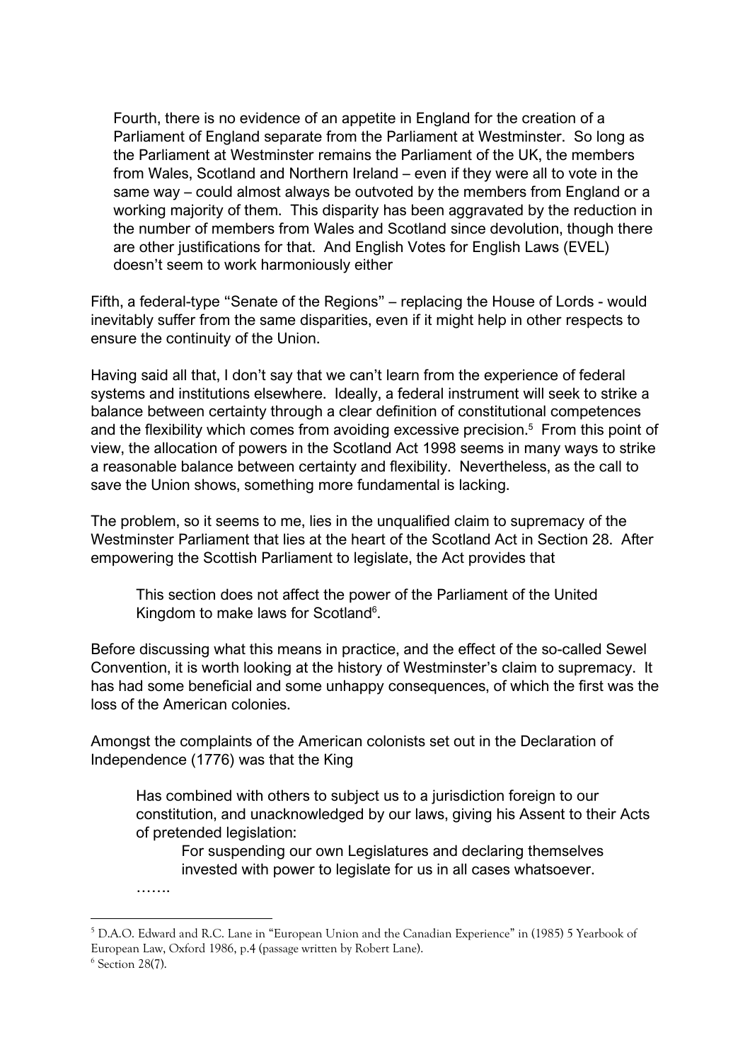Fourth, there is no evidence of an appetite in England for the creation of a Parliament of England separate from the Parliament at Westminster. So long as the Parliament at Westminster remains the Parliament of the UK, the members from Wales, Scotland and Northern Ireland – even if they were all to vote in the same way – could almost always be outvoted by the members from England or a working majority of them. This disparity has been aggravated by the reduction in the number of members from Wales and Scotland since devolution, though there are other justifications for that. And English Votes for English Laws (EVEL) doesn't seem to work harmoniously either

Fifth, a federal-type "Senate of the Regions" – replacing the House of Lords - would inevitably suffer from the same disparities, even if it might help in other respects to ensure the continuity of the Union.

Having said all that, I don't say that we can't learn from the experience of federal systems and institutions elsewhere. Ideally, a federal instrument will seek to strike a balance between certainty through a clear definition of constitutional competences and the flexibility which comes from avoiding excessive precision.[5] From this point of view, the allocation of powers in the Scotland Act 1998 seems in many ways to strike a reasonable balance between certainty and flexibility. Nevertheless, as the call to save the Union shows, something more fundamental is lacking.

The problem, so it seems to me, lies in the unqualified claim to supremacy of the Westminster Parliament that lies at the heart of the Scotland Act in Section 28. After empowering the Scottish Parliament to legislate, the Act provides that

> This section does not affect the power of the Parliament of the United Kingdom to make laws for Scotland[6].

Before discussing what this means in practice, and the effect of the so-called Sewel Convention, it is worth looking at the history of Westminster's claim to supremacy. It has had some beneficial and some unhappy consequences, of which the first was the loss of the American colonies.

Amongst the complaints of the American colonists set out in the Declaration of Independence (1776) was that the King

> Has combined with others to subject us to a jurisdiction foreign to our constitution, and unacknowledged by our laws, giving his Assent to their Acts of pretended legislation:
>
> > For suspending our own Legislatures and declaring themselves invested with power to legislate for us in all cases whatsoever.
>
> …….

---

[5] D.A.O. Edward and R.C. Lane in "European Union and the Canadian Experience" in (1985) 5 Yearbook of European Law, Oxford 1986, p.4 (passage written by Robert Lane).

[6] Section 28(7).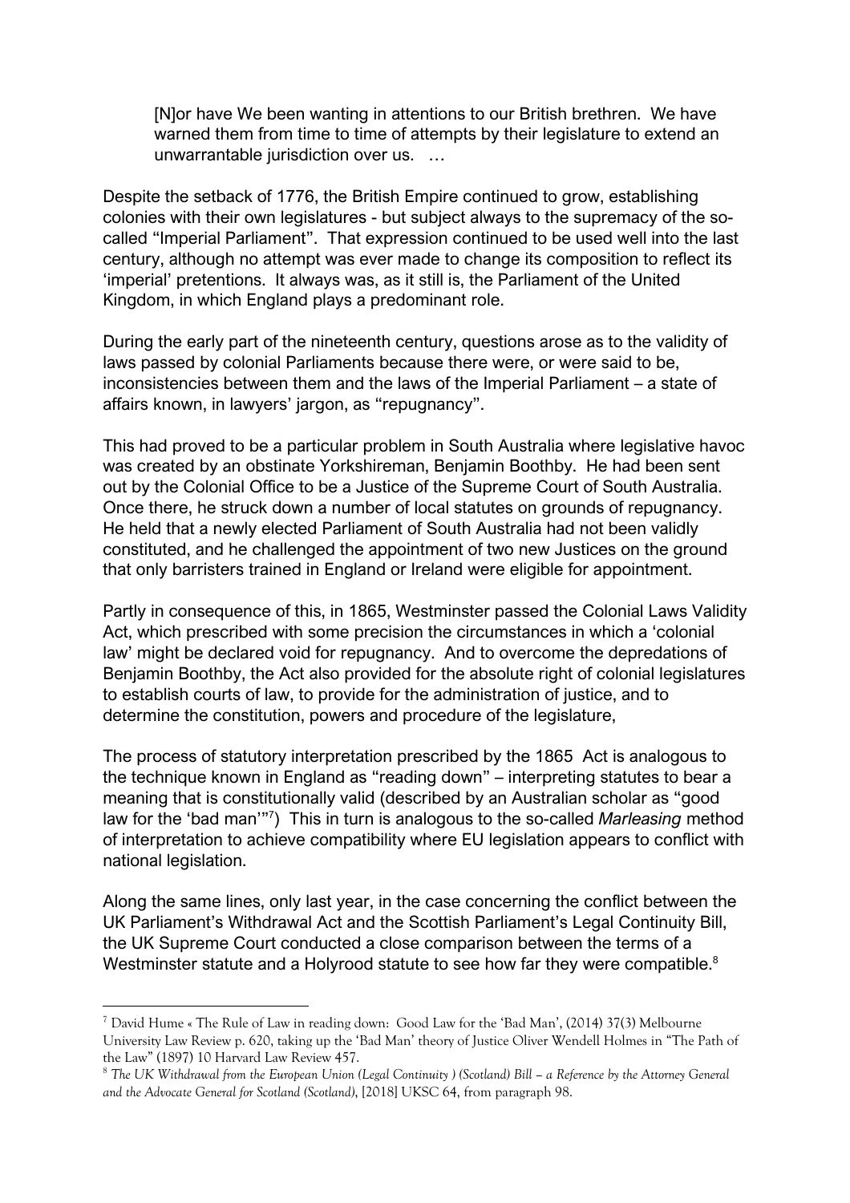> [N]or have We been wanting in attentions to our British brethren. We have warned them from time to time of attempts by their legislature to extend an unwarrantable jurisdiction over us. …

Despite the setback of 1776, the British Empire continued to grow, establishing colonies with their own legislatures - but subject always to the supremacy of the so-called "Imperial Parliament". That expression continued to be used well into the last century, although no attempt was ever made to change its composition to reflect its 'imperial' pretentions. It always was, as it still is, the Parliament of the United Kingdom, in which England plays a predominant role.

During the early part of the nineteenth century, questions arose as to the validity of laws passed by colonial Parliaments because there were, or were said to be, inconsistencies between them and the laws of the Imperial Parliament – a state of affairs known, in lawyers' jargon, as "repugnancy".

This had proved to be a particular problem in South Australia where legislative havoc was created by an obstinate Yorkshireman, Benjamin Boothby. He had been sent out by the Colonial Office to be a Justice of the Supreme Court of South Australia. Once there, he struck down a number of local statutes on grounds of repugnancy. He held that a newly elected Parliament of South Australia had not been validly constituted, and he challenged the appointment of two new Justices on the ground that only barristers trained in England or Ireland were eligible for appointment.

Partly in consequence of this, in 1865, Westminster passed the Colonial Laws Validity Act, which prescribed with some precision the circumstances in which a 'colonial law' might be declared void for repugnancy. And to overcome the depredations of Benjamin Boothby, the Act also provided for the absolute right of colonial legislatures to establish courts of law, to provide for the administration of justice, and to determine the constitution, powers and procedure of the legislature,

The process of statutory interpretation prescribed by the 1865 Act is analogous to the technique known in England as "reading down" – interpreting statutes to bear a meaning that is constitutionally valid (described by an Australian scholar as "good law for the 'bad man'"[7]) This in turn is analogous to the so-called *Marleasing* method of interpretation to achieve compatibility where EU legislation appears to conflict with national legislation.

Along the same lines, only last year, in the case concerning the conflict between the UK Parliament's Withdrawal Act and the Scottish Parliament's Legal Continuity Bill, the UK Supreme Court conducted a close comparison between the terms of a Westminster statute and a Holyrood statute to see how far they were compatible.[8]

---

[7] David Hume « The Rule of Law in reading down: Good Law for the 'Bad Man', (2014) 37(3) Melbourne University Law Review p. 620, taking up the 'Bad Man' theory of Justice Oliver Wendell Holmes in "The Path of the Law" (1897) 10 Harvard Law Review 457.

[8] *The UK Withdrawal from the European Union (Legal Continuity ) (Scotland) Bill – a Reference by the Attorney General and the Advocate General for Scotland (Scotland)*, [2018] UKSC 64, from paragraph 98.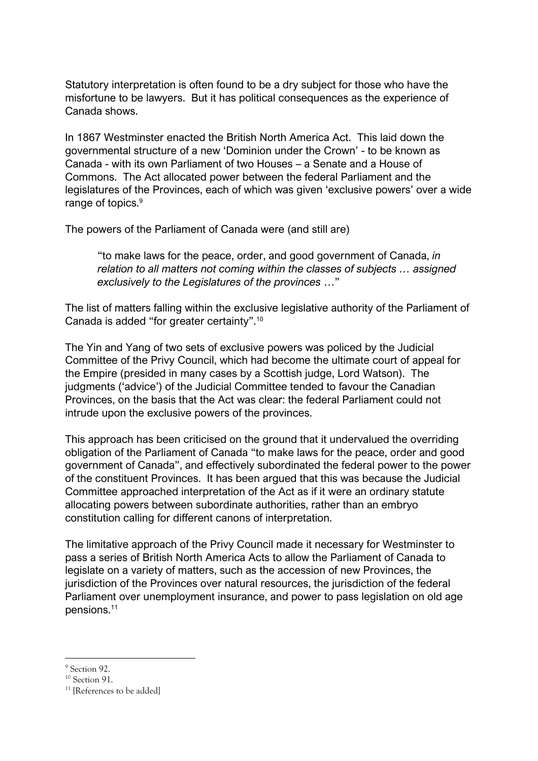Statutory interpretation is often found to be a dry subject for those who have the misfortune to be lawyers. But it has political consequences as the experience of Canada shows.

In 1867 Westminster enacted the British North America Act. This laid down the governmental structure of a new 'Dominion under the Crown' - to be known as Canada - with its own Parliament of two Houses – a Senate and a House of Commons. The Act allocated power between the federal Parliament and the legislatures of the Provinces, each of which was given 'exclusive powers' over a wide range of topics.[9]

The powers of the Parliament of Canada were (and still are)

> "to make laws for the peace, order, and good government of Canada, *in relation to all matters not coming within the classes of subjects … assigned exclusively to the Legislatures of the provinces* …"

The list of matters falling within the exclusive legislative authority of the Parliament of Canada is added "for greater certainty".[10]

The Yin and Yang of two sets of exclusive powers was policed by the Judicial Committee of the Privy Council, which had become the ultimate court of appeal for the Empire (presided in many cases by a Scottish judge, Lord Watson). The judgments ('advice') of the Judicial Committee tended to favour the Canadian Provinces, on the basis that the Act was clear: the federal Parliament could not intrude upon the exclusive powers of the provinces.

This approach has been criticised on the ground that it undervalued the overriding obligation of the Parliament of Canada "to make laws for the peace, order and good government of Canada", and effectively subordinated the federal power to the power of the constituent Provinces. It has been argued that this was because the Judicial Committee approached interpretation of the Act as if it were an ordinary statute allocating powers between subordinate authorities, rather than an embryo constitution calling for different canons of interpretation.

The limitative approach of the Privy Council made it necessary for Westminster to pass a series of British North America Acts to allow the Parliament of Canada to legislate on a variety of matters, such as the accession of new Provinces, the jurisdiction of the Provinces over natural resources, the jurisdiction of the federal Parliament over unemployment insurance, and power to pass legislation on old age pensions.[11]

---

[9] Section 92.

[10] Section 91.

[11] [References to be added]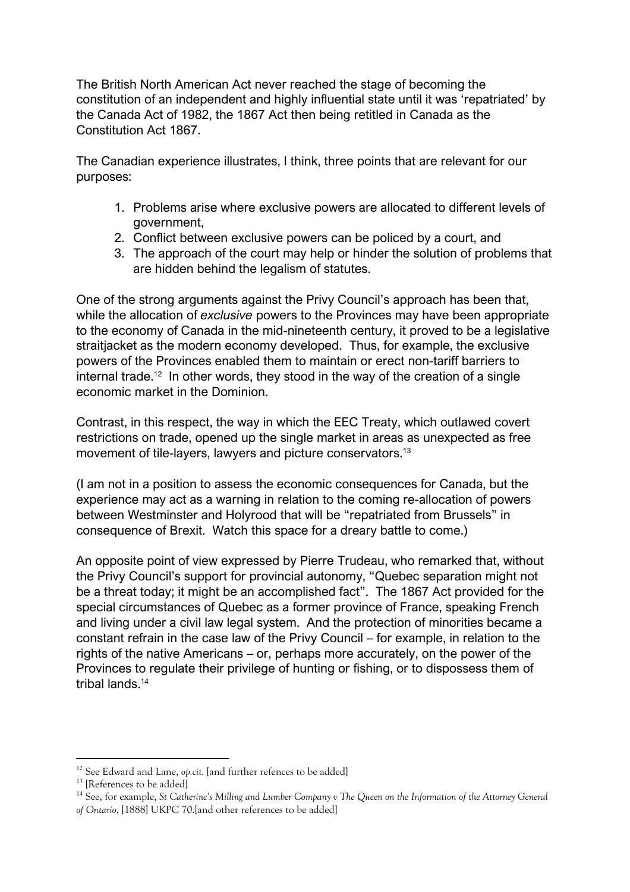The British North American Act never reached the stage of becoming the constitution of an independent and highly influential state until it was 'repatriated' by the Canada Act of 1982, the 1867 Act then being retitled in Canada as the Constitution Act 1867.

The Canadian experience illustrates, I think, three points that are relevant for our purposes:

1. Problems arise where exclusive powers are allocated to different levels of government,
2. Conflict between exclusive powers can be policed by a court, and
3. The approach of the court may help or hinder the solution of problems that are hidden behind the legalism of statutes.

One of the strong arguments against the Privy Council's approach has been that, while the allocation of *exclusive* powers to the Provinces may have been appropriate to the economy of Canada in the mid-nineteenth century, it proved to be a legislative straitjacket as the modern economy developed. Thus, for example, the exclusive powers of the Provinces enabled them to maintain or erect non-tariff barriers to internal trade.[12] In other words, they stood in the way of the creation of a single economic market in the Dominion.

Contrast, in this respect, the way in which the EEC Treaty, which outlawed covert restrictions on trade, opened up the single market in areas as unexpected as free movement of tile-layers, lawyers and picture conservators.[13]

(I am not in a position to assess the economic consequences for Canada, but the experience may act as a warning in relation to the coming re-allocation of powers between Westminster and Holyrood that will be "repatriated from Brussels" in consequence of Brexit. Watch this space for a dreary battle to come.)

An opposite point of view expressed by Pierre Trudeau, who remarked that, without the Privy Council's support for provincial autonomy, "Quebec separation might not be a threat today; it might be an accomplished fact". The 1867 Act provided for the special circumstances of Quebec as a former province of France, speaking French and living under a civil law legal system. And the protection of minorities became a constant refrain in the case law of the Privy Council – for example, in relation to the rights of the native Americans – or, perhaps more accurately, on the power of the Provinces to regulate their privilege of hunting or fishing, or to dispossess them of tribal lands.[14]

---

[12] See Edward and Lane, *op.cit.* [and further refences to be added]

[13] [References to be added]

[14] See, for example, *St Catherine's Milling and Lumber Company v The Queen on the Information of the Attorney General of Ontario*, [1888] UKPC 70.[and other references to be added]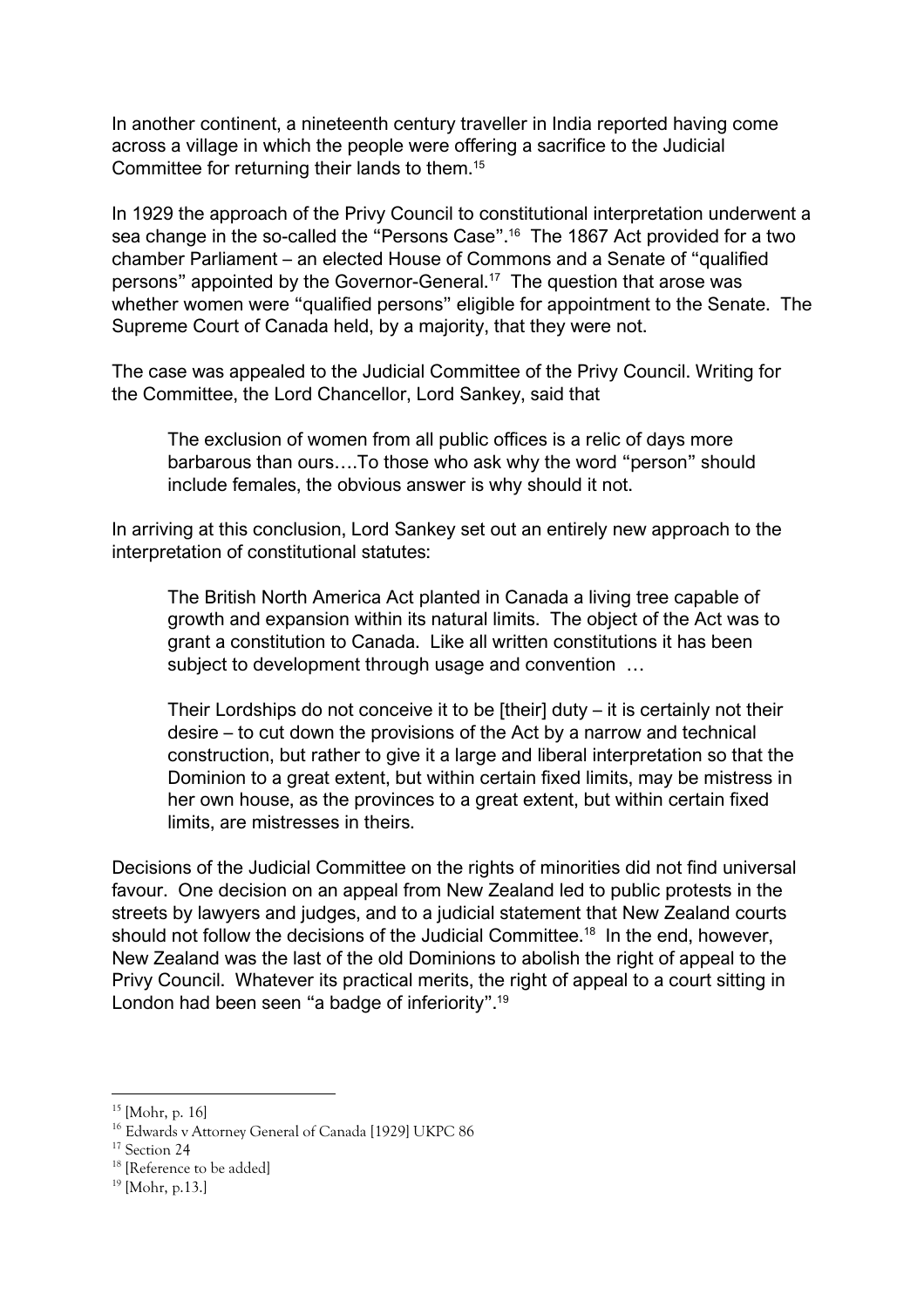In another continent, a nineteenth century traveller in India reported having come across a village in which the people were offering a sacrifice to the Judicial Committee for returning their lands to them.[15]

In 1929 the approach of the Privy Council to constitutional interpretation underwent a sea change in the so-called the "Persons Case".[16] The 1867 Act provided for a two chamber Parliament – an elected House of Commons and a Senate of "qualified persons" appointed by the Governor-General.[17] The question that arose was whether women were "qualified persons" eligible for appointment to the Senate. The Supreme Court of Canada held, by a majority, that they were not.

The case was appealed to the Judicial Committee of the Privy Council. Writing for the Committee, the Lord Chancellor, Lord Sankey, said that

> The exclusion of women from all public offices is a relic of days more barbarous than ours….To those who ask why the word "person" should include females, the obvious answer is why should it not.

In arriving at this conclusion, Lord Sankey set out an entirely new approach to the interpretation of constitutional statutes:

> The British North America Act planted in Canada a living tree capable of growth and expansion within its natural limits. The object of the Act was to grant a constitution to Canada. Like all written constitutions it has been subject to development through usage and convention …
>
> Their Lordships do not conceive it to be [their] duty – it is certainly not their desire – to cut down the provisions of the Act by a narrow and technical construction, but rather to give it a large and liberal interpretation so that the Dominion to a great extent, but within certain fixed limits, may be mistress in her own house, as the provinces to a great extent, but within certain fixed limits, are mistresses in theirs.

Decisions of the Judicial Committee on the rights of minorities did not find universal favour. One decision on an appeal from New Zealand led to public protests in the streets by lawyers and judges, and to a judicial statement that New Zealand courts should not follow the decisions of the Judicial Committee.[18] In the end, however, New Zealand was the last of the old Dominions to abolish the right of appeal to the Privy Council. Whatever its practical merits, the right of appeal to a court sitting in London had been seen "a badge of inferiority".[19]

---

[15] [Mohr, p. 16]

[16] Edwards v Attorney General of Canada [1929] UKPC 86

[17] Section 24

[18] [Reference to be added]

[19] [Mohr, p.13.]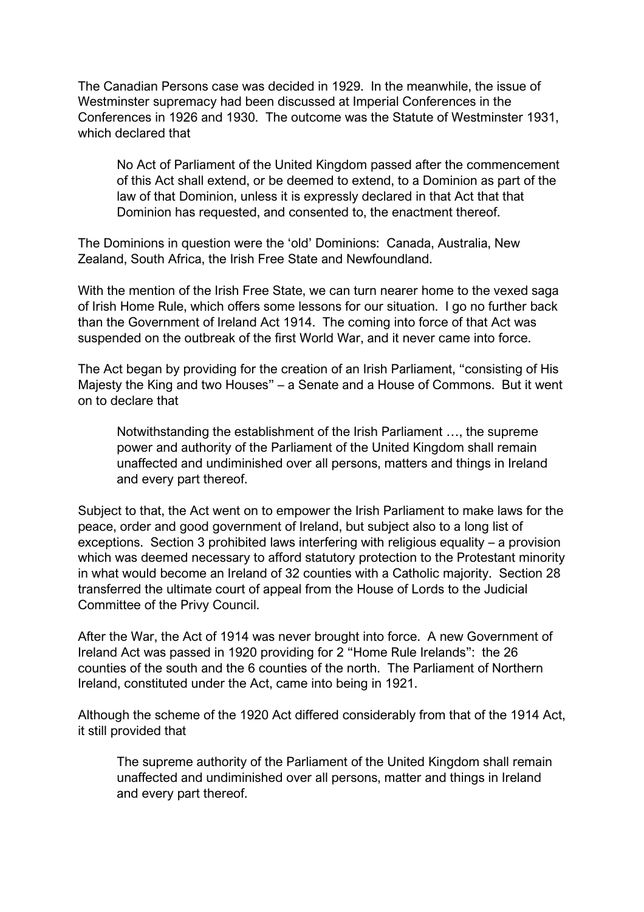The Canadian Persons case was decided in 1929. In the meanwhile, the issue of Westminster supremacy had been discussed at Imperial Conferences in the Conferences in 1926 and 1930. The outcome was the Statute of Westminster 1931, which declared that

> No Act of Parliament of the United Kingdom passed after the commencement of this Act shall extend, or be deemed to extend, to a Dominion as part of the law of that Dominion, unless it is expressly declared in that Act that that Dominion has requested, and consented to, the enactment thereof.

The Dominions in question were the 'old' Dominions: Canada, Australia, New Zealand, South Africa, the Irish Free State and Newfoundland.

With the mention of the Irish Free State, we can turn nearer home to the vexed saga of Irish Home Rule, which offers some lessons for our situation. I go no further back than the Government of Ireland Act 1914. The coming into force of that Act was suspended on the outbreak of the first World War, and it never came into force.

The Act began by providing for the creation of an Irish Parliament, "consisting of His Majesty the King and two Houses" – a Senate and a House of Commons. But it went on to declare that

> Notwithstanding the establishment of the Irish Parliament …, the supreme power and authority of the Parliament of the United Kingdom shall remain unaffected and undiminished over all persons, matters and things in Ireland and every part thereof.

Subject to that, the Act went on to empower the Irish Parliament to make laws for the peace, order and good government of Ireland, but subject also to a long list of exceptions. Section 3 prohibited laws interfering with religious equality – a provision which was deemed necessary to afford statutory protection to the Protestant minority in what would become an Ireland of 32 counties with a Catholic majority. Section 28 transferred the ultimate court of appeal from the House of Lords to the Judicial Committee of the Privy Council.

After the War, the Act of 1914 was never brought into force. A new Government of Ireland Act was passed in 1920 providing for 2 "Home Rule Irelands": the 26 counties of the south and the 6 counties of the north. The Parliament of Northern Ireland, constituted under the Act, came into being in 1921.

Although the scheme of the 1920 Act differed considerably from that of the 1914 Act, it still provided that

> The supreme authority of the Parliament of the United Kingdom shall remain unaffected and undiminished over all persons, matter and things in Ireland and every part thereof.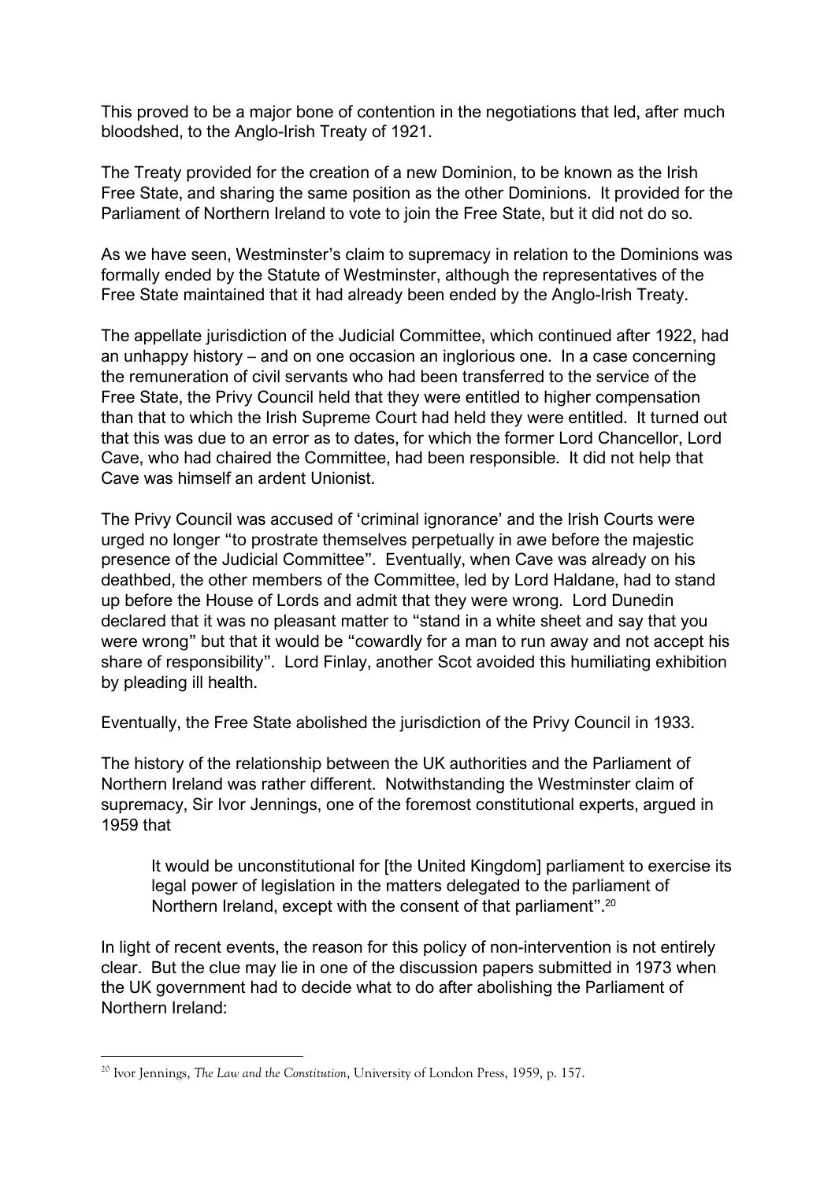This proved to be a major bone of contention in the negotiations that led, after much bloodshed, to the Anglo-Irish Treaty of 1921.

The Treaty provided for the creation of a new Dominion, to be known as the Irish Free State, and sharing the same position as the other Dominions. It provided for the Parliament of Northern Ireland to vote to join the Free State, but it did not do so.

As we have seen, Westminster's claim to supremacy in relation to the Dominions was formally ended by the Statute of Westminster, although the representatives of the Free State maintained that it had already been ended by the Anglo-Irish Treaty.

The appellate jurisdiction of the Judicial Committee, which continued after 1922, had an unhappy history – and on one occasion an inglorious one. In a case concerning the remuneration of civil servants who had been transferred to the service of the Free State, the Privy Council held that they were entitled to higher compensation than that to which the Irish Supreme Court had held they were entitled. It turned out that this was due to an error as to dates, for which the former Lord Chancellor, Lord Cave, who had chaired the Committee, had been responsible. It did not help that Cave was himself an ardent Unionist.

The Privy Council was accused of 'criminal ignorance' and the Irish Courts were urged no longer "to prostrate themselves perpetually in awe before the majestic presence of the Judicial Committee". Eventually, when Cave was already on his deathbed, the other members of the Committee, led by Lord Haldane, had to stand up before the House of Lords and admit that they were wrong. Lord Dunedin declared that it was no pleasant matter to "stand in a white sheet and say that you were wrong" but that it would be "cowardly for a man to run away and not accept his share of responsibility". Lord Finlay, another Scot avoided this humiliating exhibition by pleading ill health.

Eventually, the Free State abolished the jurisdiction of the Privy Council in 1933.

The history of the relationship between the UK authorities and the Parliament of Northern Ireland was rather different. Notwithstanding the Westminster claim of supremacy, Sir Ivor Jennings, one of the foremost constitutional experts, argued in 1959 that

> It would be unconstitutional for [the United Kingdom] parliament to exercise its legal power of legislation in the matters delegated to the parliament of Northern Ireland, except with the consent of that parliament".[20]

In light of recent events, the reason for this policy of non-intervention is not entirely clear. But the clue may lie in one of the discussion papers submitted in 1973 when the UK government had to decide what to do after abolishing the Parliament of Northern Ireland:

[20] Ivor Jennings, *The Law and the Constitution*, University of London Press, 1959, p. 157.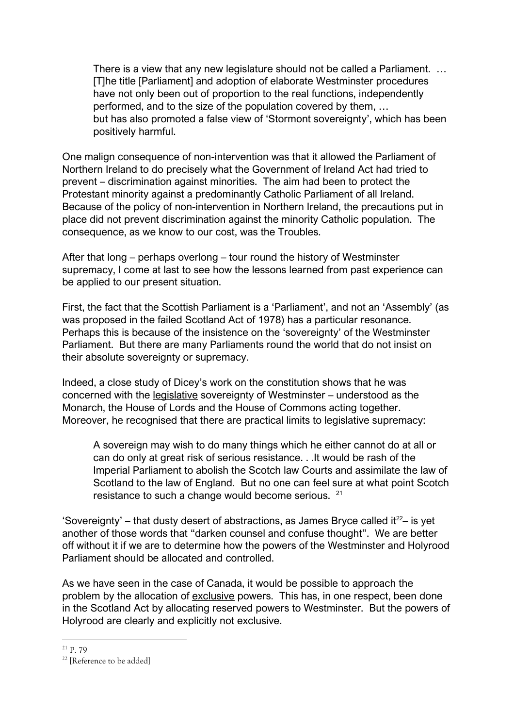> There is a view that any new legislature should not be called a Parliament. … [T]he title [Parliament] and adoption of elaborate Westminster procedures have not only been out of proportion to the real functions, independently performed, and to the size of the population covered by them, … but has also promoted a false view of 'Stormont sovereignty', which has been positively harmful.

One malign consequence of non-intervention was that it allowed the Parliament of Northern Ireland to do precisely what the Government of Ireland Act had tried to prevent – discrimination against minorities. The aim had been to protect the Protestant minority against a predominantly Catholic Parliament of all Ireland. Because of the policy of non-intervention in Northern Ireland, the precautions put in place did not prevent discrimination against the minority Catholic population. The consequence, as we know to our cost, was the Troubles.

After that long – perhaps overlong – tour round the history of Westminster supremacy, I come at last to see how the lessons learned from past experience can be applied to our present situation.

First, the fact that the Scottish Parliament is a 'Parliament', and not an 'Assembly' (as was proposed in the failed Scotland Act of 1978) has a particular resonance. Perhaps this is because of the insistence on the 'sovereignty' of the Westminster Parliament. But there are many Parliaments round the world that do not insist on their absolute sovereignty or supremacy.

Indeed, a close study of Dicey's work on the constitution shows that he was concerned with the <u>legislative</u> sovereignty of Westminster – understood as the Monarch, the House of Lords and the House of Commons acting together. Moreover, he recognised that there are practical limits to legislative supremacy:

> A sovereign may wish to do many things which he either cannot do at all or can do only at great risk of serious resistance. . .It would be rash of the Imperial Parliament to abolish the Scotch law Courts and assimilate the law of Scotland to the law of England. But no one can feel sure at what point Scotch resistance to such a change would become serious. [21]

'Sovereignty' – that dusty desert of abstractions, as James Bryce called it[22]– is yet another of those words that "darken counsel and confuse thought". We are better off without it if we are to determine how the powers of the Westminster and Holyrood Parliament should be allocated and controlled.

As we have seen in the case of Canada, it would be possible to approach the problem by the allocation of <u>exclusive</u> powers. This has, in one respect, been done in the Scotland Act by allocating reserved powers to Westminster. But the powers of Holyrood are clearly and explicitly not exclusive.

---

[21] P. 79

[22] [Reference to be added]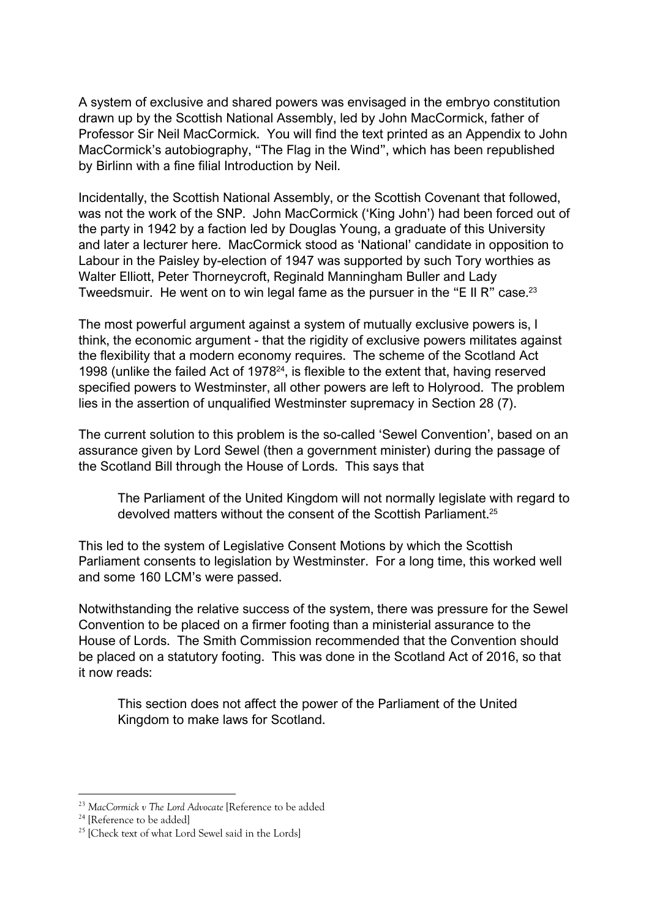A system of exclusive and shared powers was envisaged in the embryo constitution drawn up by the Scottish National Assembly, led by John MacCormick, father of Professor Sir Neil MacCormick. You will find the text printed as an Appendix to John MacCormick's autobiography, "The Flag in the Wind", which has been republished by Birlinn with a fine filial Introduction by Neil.

Incidentally, the Scottish National Assembly, or the Scottish Covenant that followed, was not the work of the SNP. John MacCormick ('King John') had been forced out of the party in 1942 by a faction led by Douglas Young, a graduate of this University and later a lecturer here. MacCormick stood as 'National' candidate in opposition to Labour in the Paisley by-election of 1947 was supported by such Tory worthies as Walter Elliott, Peter Thorneycroft, Reginald Manningham Buller and Lady Tweedsmuir. He went on to win legal fame as the pursuer in the "E II R" case.[23]

The most powerful argument against a system of mutually exclusive powers is, I think, the economic argument - that the rigidity of exclusive powers militates against the flexibility that a modern economy requires. The scheme of the Scotland Act 1998 (unlike the failed Act of 1978[24], is flexible to the extent that, having reserved specified powers to Westminster, all other powers are left to Holyrood. The problem lies in the assertion of unqualified Westminster supremacy in Section 28 (7).

The current solution to this problem is the so-called 'Sewel Convention', based on an assurance given by Lord Sewel (then a government minister) during the passage of the Scotland Bill through the House of Lords. This says that

> The Parliament of the United Kingdom will not normally legislate with regard to devolved matters without the consent of the Scottish Parliament.[25]

This led to the system of Legislative Consent Motions by which the Scottish Parliament consents to legislation by Westminster. For a long time, this worked well and some 160 LCM's were passed.

Notwithstanding the relative success of the system, there was pressure for the Sewel Convention to be placed on a firmer footing than a ministerial assurance to the House of Lords. The Smith Commission recommended that the Convention should be placed on a statutory footing. This was done in the Scotland Act of 2016, so that it now reads:

> This section does not affect the power of the Parliament of the United Kingdom to make laws for Scotland.

---

[23] *MacCormick v The Lord Advocate* [Reference to be added

[24] [Reference to be added]

[25] [Check text of what Lord Sewel said in the Lords]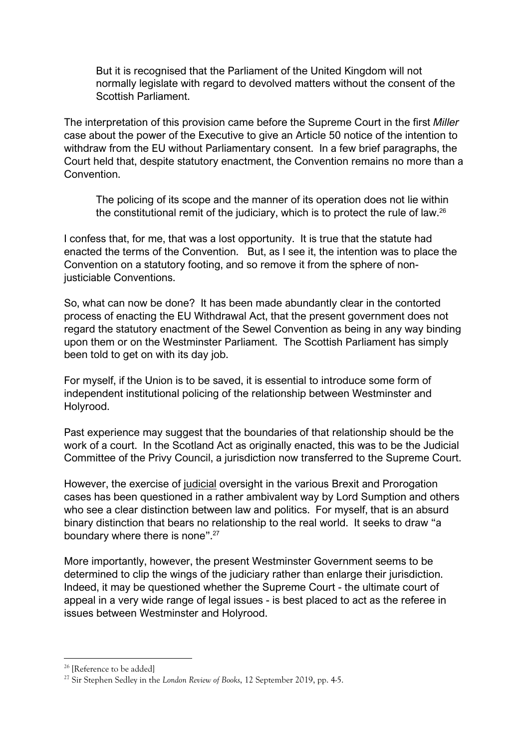> But it is recognised that the Parliament of the United Kingdom will not normally legislate with regard to devolved matters without the consent of the Scottish Parliament.

The interpretation of this provision came before the Supreme Court in the first *Miller* case about the power of the Executive to give an Article 50 notice of the intention to withdraw from the EU without Parliamentary consent. In a few brief paragraphs, the Court held that, despite statutory enactment, the Convention remains no more than a Convention.

> The policing of its scope and the manner of its operation does not lie within the constitutional remit of the judiciary, which is to protect the rule of law.[26]

I confess that, for me, that was a lost opportunity. It is true that the statute had enacted the terms of the Convention. But, as I see it, the intention was to place the Convention on a statutory footing, and so remove it from the sphere of non-justiciable Conventions.

So, what can now be done? It has been made abundantly clear in the contorted process of enacting the EU Withdrawal Act, that the present government does not regard the statutory enactment of the Sewel Convention as being in any way binding upon them or on the Westminster Parliament. The Scottish Parliament has simply been told to get on with its day job.

For myself, if the Union is to be saved, it is essential to introduce some form of independent institutional policing of the relationship between Westminster and Holyrood.

Past experience may suggest that the boundaries of that relationship should be the work of a court. In the Scotland Act as originally enacted, this was to be the Judicial Committee of the Privy Council, a jurisdiction now transferred to the Supreme Court.

However, the exercise of <u>judicial</u> oversight in the various Brexit and Prorogation cases has been questioned in a rather ambivalent way by Lord Sumption and others who see a clear distinction between law and politics. For myself, that is an absurd binary distinction that bears no relationship to the real world. It seeks to draw "a boundary where there is none".[27]

More importantly, however, the present Westminster Government seems to be determined to clip the wings of the judiciary rather than enlarge their jurisdiction. Indeed, it may be questioned whether the Supreme Court - the ultimate court of appeal in a very wide range of legal issues - is best placed to act as the referee in issues between Westminster and Holyrood.

---

[26] [Reference to be added]

[27] Sir Stephen Sedley in the *London Review of Books*, 12 September 2019, pp. 4-5.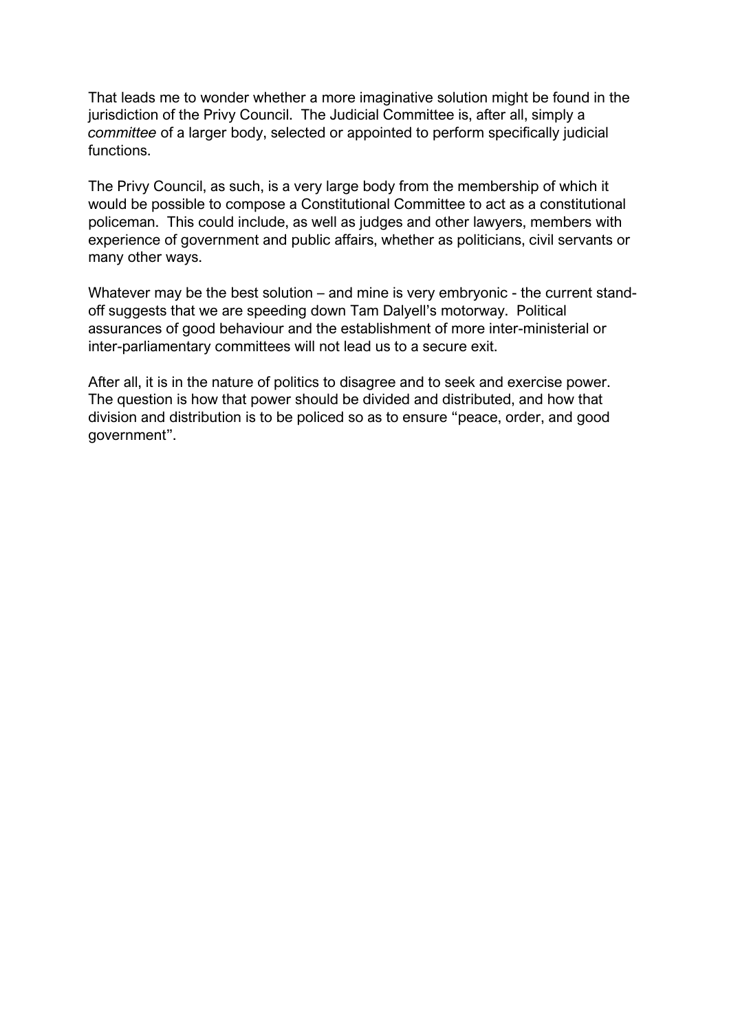That leads me to wonder whether a more imaginative solution might be found in the jurisdiction of the Privy Council. The Judicial Committee is, after all, simply a *committee* of a larger body, selected or appointed to perform specifically judicial functions.

The Privy Council, as such, is a very large body from the membership of which it would be possible to compose a Constitutional Committee to act as a constitutional policeman. This could include, as well as judges and other lawyers, members with experience of government and public affairs, whether as politicians, civil servants or many other ways.

Whatever may be the best solution – and mine is very embryonic - the current stand-off suggests that we are speeding down Tam Dalyell's motorway. Political assurances of good behaviour and the establishment of more inter-ministerial or inter-parliamentary committees will not lead us to a secure exit.

After all, it is in the nature of politics to disagree and to seek and exercise power. The question is how that power should be divided and distributed, and how that division and distribution is to be policed so as to ensure "peace, order, and good government".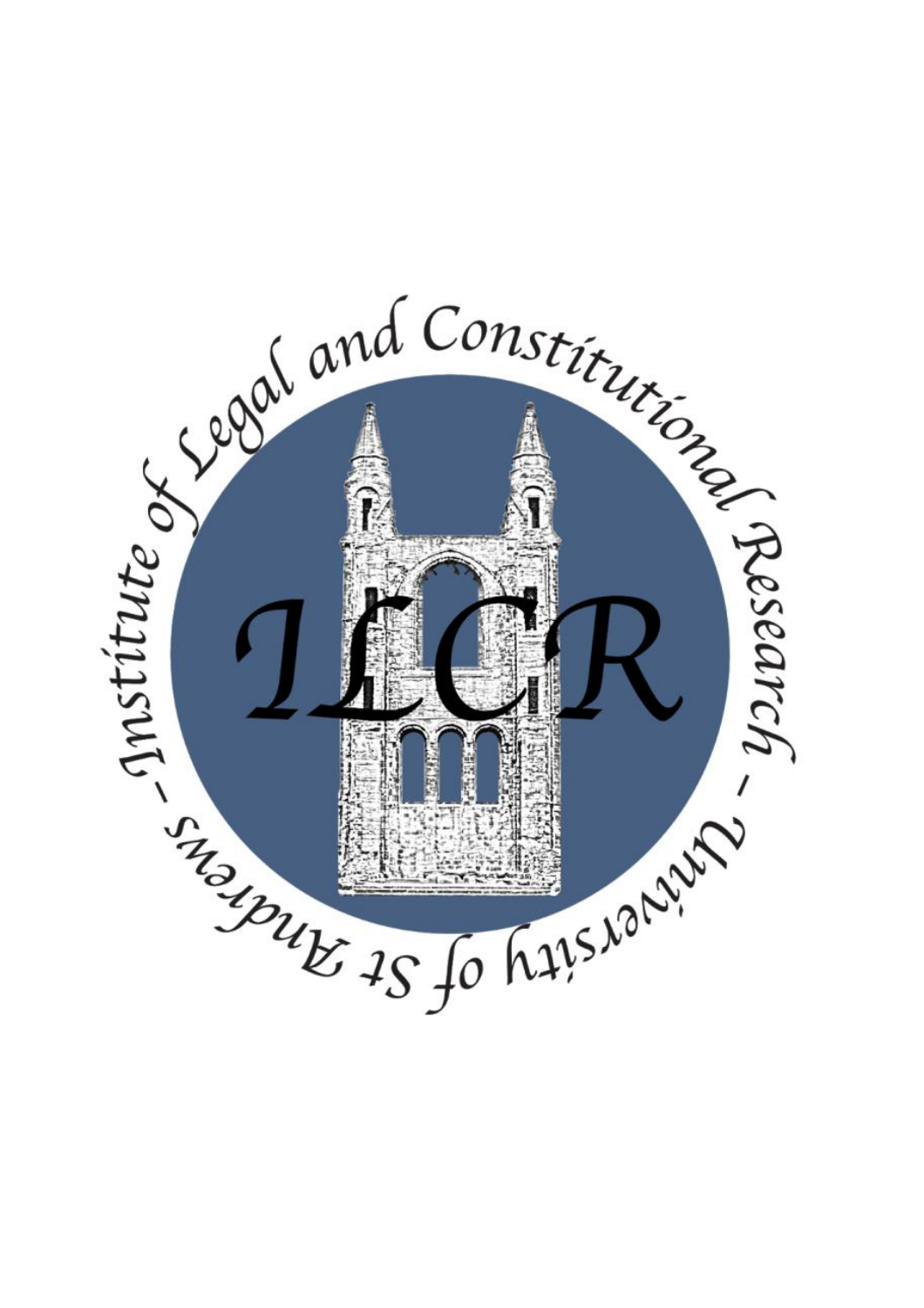ILCR

– Institute of Legal and Constitutional Research – University of St Andrews